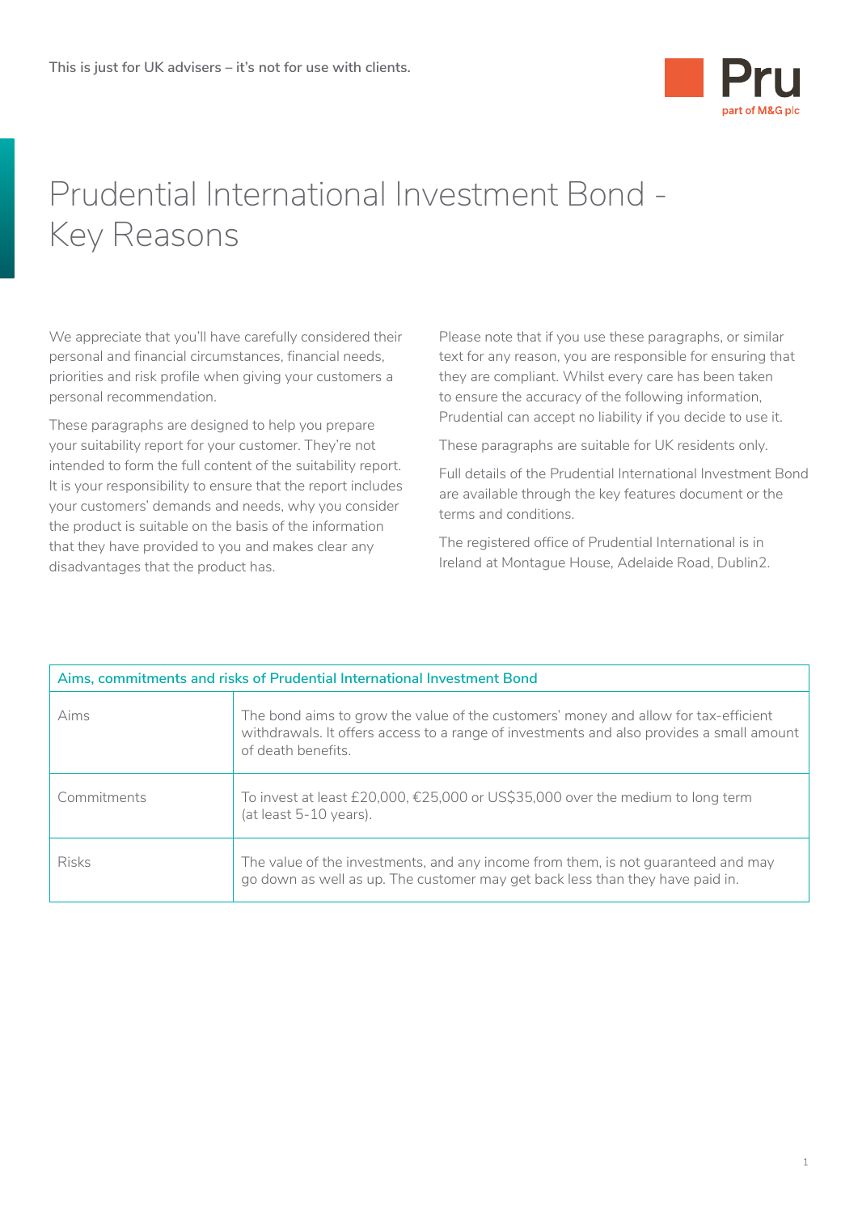This is just for UK advisers – it's not for use with clients.

# Prudential International Investment Bond - Key Reasons

We appreciate that you'll have carefully considered their personal and financial circumstances, financial needs, priorities and risk profile when giving your customers a personal recommendation.

These paragraphs are designed to help you prepare your suitability report for your customer. They're not intended to form the full content of the suitability report. It is your responsibility to ensure that the report includes your customers' demands and needs, why you consider the product is suitable on the basis of the information that they have provided to you and makes clear any disadvantages that the product has.

Please note that if you use these paragraphs, or similar text for any reason, you are responsible for ensuring that they are compliant. Whilst every care has been taken to ensure the accuracy of the following information, Prudential can accept no liability if you decide to use it.

These paragraphs are suitable for UK residents only.

Full details of the Prudential International Investment Bond are available through the key features document or the terms and conditions.

The registered office of Prudential International is in Ireland at Montague House, Adelaide Road, Dublin2.

| Aims, commitments and risks of Prudential International Investment Bond | |
|---|---|
| Aims | The bond aims to grow the value of the customers' money and allow for tax-efficient withdrawals. It offers access to a range of investments and also provides a small amount of death benefits. |
| Commitments | To invest at least £20,000, €25,000 or US$35,000 over the medium to long term (at least 5-10 years). |
| Risks | The value of the investments, and any income from them, is not guaranteed and may go down as well as up. The customer may get back less than they have paid in. |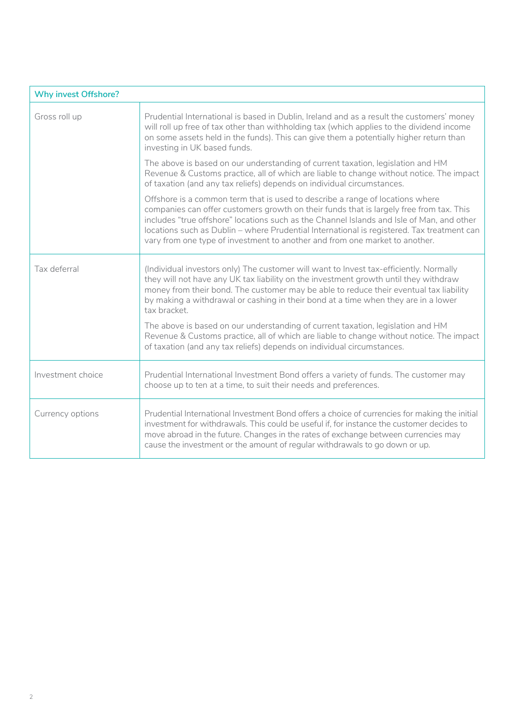| Why invest Offshore? | |
|---|---|
| Gross roll up | Prudential International is based in Dublin, Ireland and as a result the customers' money will roll up free of tax other than withholding tax (which applies to the dividend income on some assets held in the funds). This can give them a potentially higher return than investing in UK based funds.<br><br>The above is based on our understanding of current taxation, legislation and HM Revenue & Customs practice, all of which are liable to change without notice. The impact of taxation (and any tax reliefs) depends on individual circumstances.<br><br>Offshore is a common term that is used to describe a range of locations where companies can offer customers growth on their funds that is largely free from tax. This includes "true offshore" locations such as the Channel Islands and Isle of Man, and other locations such as Dublin – where Prudential International is registered. Tax treatment can vary from one type of investment to another and from one market to another. |
| Tax deferral | (Individual investors only) The customer will want to Invest tax-efficiently. Normally they will not have any UK tax liability on the investment growth until they withdraw money from their bond. The customer may be able to reduce their eventual tax liability by making a withdrawal or cashing in their bond at a time when they are in a lower tax bracket.<br><br>The above is based on our understanding of current taxation, legislation and HM Revenue & Customs practice, all of which are liable to change without notice. The impact of taxation (and any tax reliefs) depends on individual circumstances. |
| Investment choice | Prudential International Investment Bond offers a variety of funds. The customer may choose up to ten at a time, to suit their needs and preferences. |
| Currency options | Prudential International Investment Bond offers a choice of currencies for making the initial investment for withdrawals. This could be useful if, for instance the customer decides to move abroad in the future. Changes in the rates of exchange between currencies may cause the investment or the amount of regular withdrawals to go down or up. |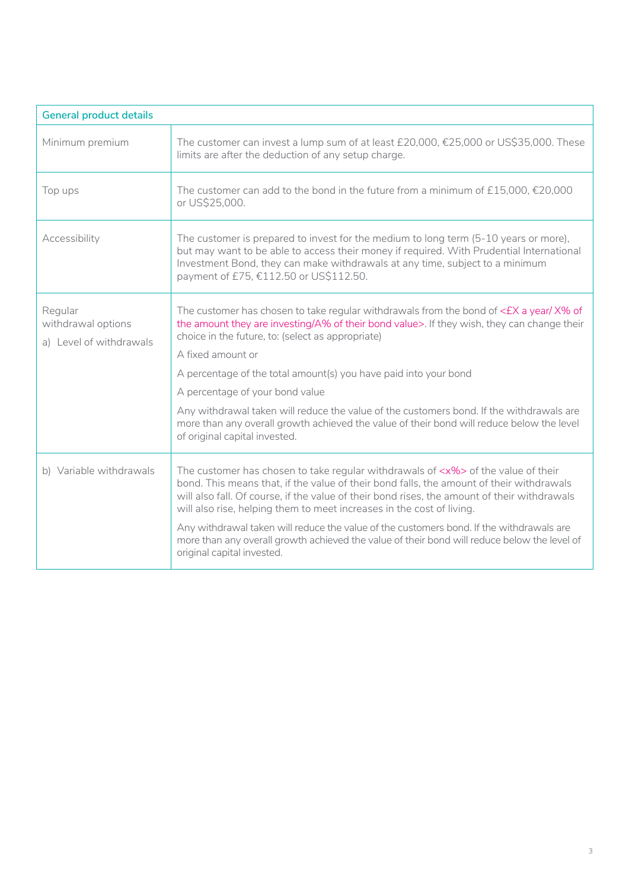| General product details | |
|---|---|
| Minimum premium | The customer can invest a lump sum of at least £20,000, €25,000 or US$35,000. These limits are after the deduction of any setup charge. |
| Top ups | The customer can add to the bond in the future from a minimum of £15,000, €20,000 or US$25,000. |
| Accessibility | The customer is prepared to invest for the medium to long term (5-10 years or more), but may want to be able to access their money if required. With Prudential International Investment Bond, they can make withdrawals at any time, subject to a minimum payment of £75, €112.50 or US$112.50. |
| Regular withdrawal options<br>a) Level of withdrawals | The customer has chosen to take regular withdrawals from the bond of <£X a year/ X% of the amount they are investing/A% of their bond value>. If they wish, they can change their choice in the future, to: (select as appropriate)<br>A fixed amount or<br>A percentage of the total amount(s) you have paid into your bond<br>A percentage of your bond value<br>Any withdrawal taken will reduce the value of the customers bond. If the withdrawals are more than any overall growth achieved the value of their bond will reduce below the level of original capital invested. |
| b) Variable withdrawals | The customer has chosen to take regular withdrawals of <x%> of the value of their bond. This means that, if the value of their bond falls, the amount of their withdrawals will also fall. Of course, if the value of their bond rises, the amount of their withdrawals will also rise, helping them to meet increases in the cost of living.<br>Any withdrawal taken will reduce the value of the customers bond. If the withdrawals are more than any overall growth achieved the value of their bond will reduce below the level of original capital invested. |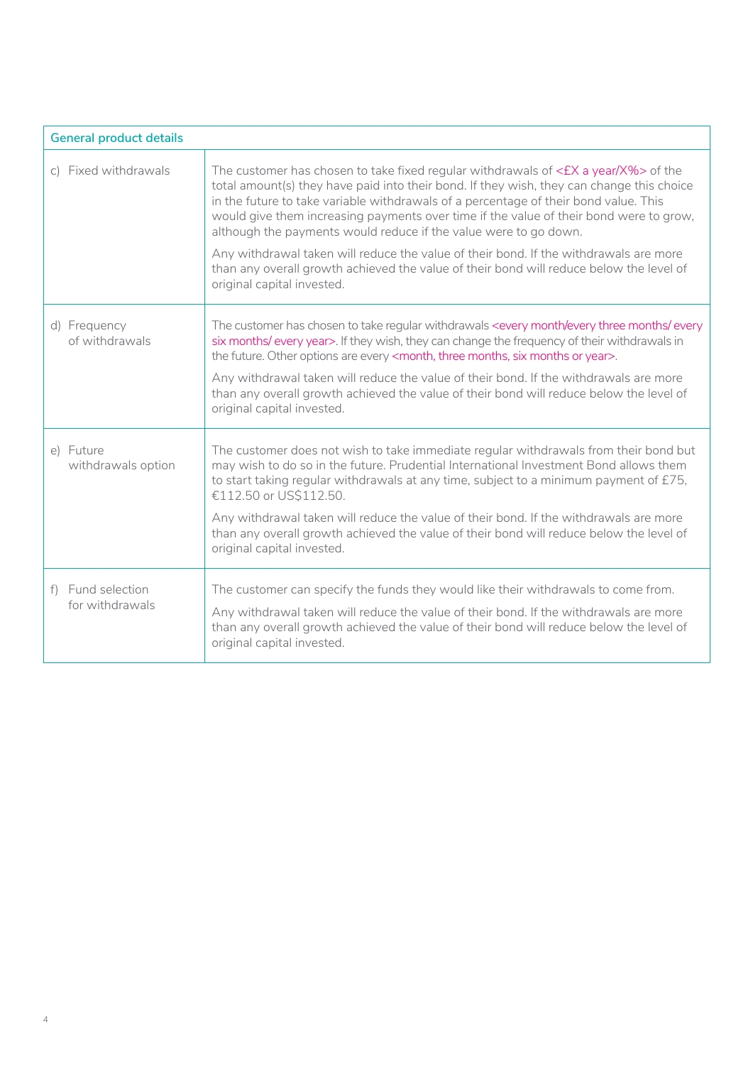| General product details | |
|---|---|
| c) Fixed withdrawals | The customer has chosen to take fixed regular withdrawals of <£X a year/X%> of the total amount(s) they have paid into their bond. If they wish, they can change this choice in the future to take variable withdrawals of a percentage of their bond value. This would give them increasing payments over time if the value of their bond were to grow, although the payments would reduce if the value were to go down.<br><br>Any withdrawal taken will reduce the value of their bond. If the withdrawals are more than any overall growth achieved the value of their bond will reduce below the level of original capital invested. |
| d) Frequency of withdrawals | The customer has chosen to take regular withdrawals <every month/every three months/ every six months/ every year>. If they wish, they can change the frequency of their withdrawals in the future. Other options are every <month, three months, six months or year>.<br><br>Any withdrawal taken will reduce the value of their bond. If the withdrawals are more than any overall growth achieved the value of their bond will reduce below the level of original capital invested. |
| e) Future withdrawals option | The customer does not wish to take immediate regular withdrawals from their bond but may wish to do so in the future. Prudential International Investment Bond allows them to start taking regular withdrawals at any time, subject to a minimum payment of £75, €112.50 or US$112.50.<br><br>Any withdrawal taken will reduce the value of their bond. If the withdrawals are more than any overall growth achieved the value of their bond will reduce below the level of original capital invested. |
| f) Fund selection for withdrawals | The customer can specify the funds they would like their withdrawals to come from.<br><br>Any withdrawal taken will reduce the value of their bond. If the withdrawals are more than any overall growth achieved the value of their bond will reduce below the level of original capital invested. |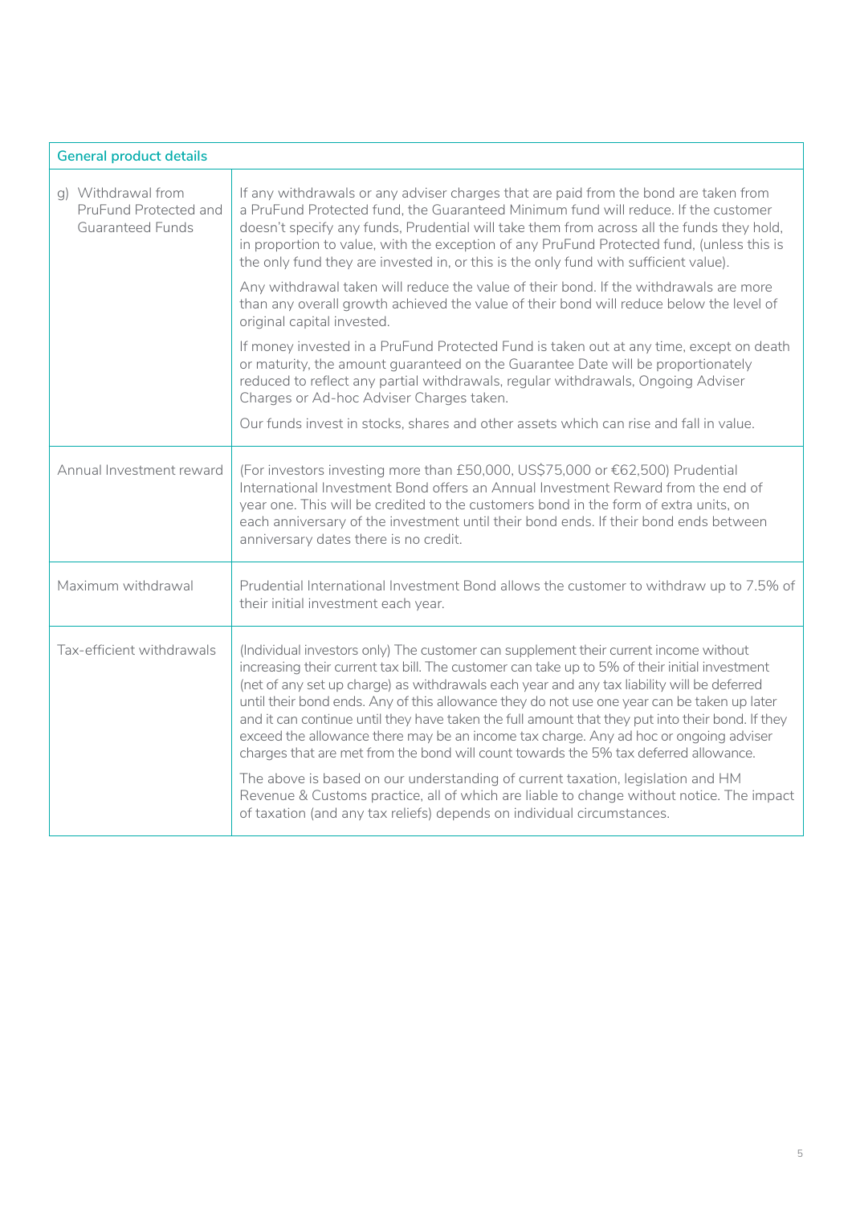| General product details | |
|---|---|
| g) Withdrawal from PruFund Protected and Guaranteed Funds | If any withdrawals or any adviser charges that are paid from the bond are taken from a PruFund Protected fund, the Guaranteed Minimum fund will reduce. If the customer doesn't specify any funds, Prudential will take them from across all the funds they hold, in proportion to value, with the exception of any PruFund Protected fund, (unless this is the only fund they are invested in, or this is the only fund with sufficient value).<br><br>Any withdrawal taken will reduce the value of their bond. If the withdrawals are more than any overall growth achieved the value of their bond will reduce below the level of original capital invested.<br><br>If money invested in a PruFund Protected Fund is taken out at any time, except on death or maturity, the amount guaranteed on the Guarantee Date will be proportionately reduced to reflect any partial withdrawals, regular withdrawals, Ongoing Adviser Charges or Ad-hoc Adviser Charges taken.<br><br>Our funds invest in stocks, shares and other assets which can rise and fall in value. |
| Annual Investment reward | (For investors investing more than £50,000, US$75,000 or €62,500) Prudential International Investment Bond offers an Annual Investment Reward from the end of year one. This will be credited to the customers bond in the form of extra units, on each anniversary of the investment until their bond ends. If their bond ends between anniversary dates there is no credit. |
| Maximum withdrawal | Prudential International Investment Bond allows the customer to withdraw up to 7.5% of their initial investment each year. |
| Tax-efficient withdrawals | (Individual investors only) The customer can supplement their current income without increasing their current tax bill. The customer can take up to 5% of their initial investment (net of any set up charge) as withdrawals each year and any tax liability will be deferred until their bond ends. Any of this allowance they do not use one year can be taken up later and it can continue until they have taken the full amount that they put into their bond. If they exceed the allowance there may be an income tax charge. Any ad hoc or ongoing adviser charges that are met from the bond will count towards the 5% tax deferred allowance.<br><br>The above is based on our understanding of current taxation, legislation and HM Revenue & Customs practice, all of which are liable to change without notice. The impact of taxation (and any tax reliefs) depends on individual circumstances. |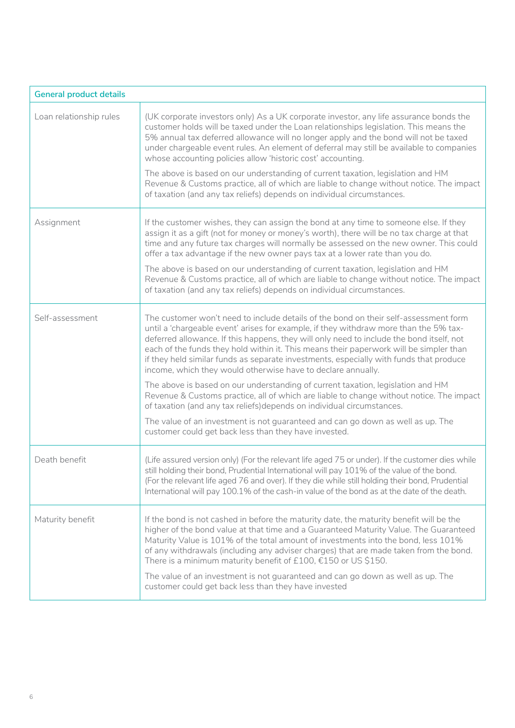| General product details | |
|---|---|
| Loan relationship rules | (UK corporate investors only) As a UK corporate investor, any life assurance bonds the customer holds will be taxed under the Loan relationships legislation. This means the 5% annual tax deferred allowance will no longer apply and the bond will not be taxed under chargeable event rules. An element of deferral may still be available to companies whose accounting policies allow 'historic cost' accounting.<br><br>The above is based on our understanding of current taxation, legislation and HM Revenue & Customs practice, all of which are liable to change without notice. The impact of taxation (and any tax reliefs) depends on individual circumstances. |
| Assignment | If the customer wishes, they can assign the bond at any time to someone else. If they assign it as a gift (not for money or money's worth), there will be no tax charge at that time and any future tax charges will normally be assessed on the new owner. This could offer a tax advantage if the new owner pays tax at a lower rate than you do.<br><br>The above is based on our understanding of current taxation, legislation and HM Revenue & Customs practice, all of which are liable to change without notice. The impact of taxation (and any tax reliefs) depends on individual circumstances. |
| Self-assessment | The customer won't need to include details of the bond on their self-assessment form until a 'chargeable event' arises for example, if they withdraw more than the 5% tax-deferred allowance. If this happens, they will only need to include the bond itself, not each of the funds they hold within it. This means their paperwork will be simpler than if they held similar funds as separate investments, especially with funds that produce income, which they would otherwise have to declare annually.<br><br>The above is based on our understanding of current taxation, legislation and HM Revenue & Customs practice, all of which are liable to change without notice. The impact of taxation (and any tax reliefs)depends on individual circumstances.<br><br>The value of an investment is not guaranteed and can go down as well as up. The customer could get back less than they have invested. |
| Death benefit | (Life assured version only) (For the relevant life aged 75 or under). If the customer dies while still holding their bond, Prudential International will pay 101% of the value of the bond. (For the relevant life aged 76 and over). If they die while still holding their bond, Prudential International will pay 100.1% of the cash-in value of the bond as at the date of the death. |
| Maturity benefit | If the bond is not cashed in before the maturity date, the maturity benefit will be the higher of the bond value at that time and a Guaranteed Maturity Value. The Guaranteed Maturity Value is 101% of the total amount of investments into the bond, less 101% of any withdrawals (including any adviser charges) that are made taken from the bond. There is a minimum maturity benefit of £100, €150 or US $150.<br><br>The value of an investment is not guaranteed and can go down as well as up. The customer could get back less than they have invested |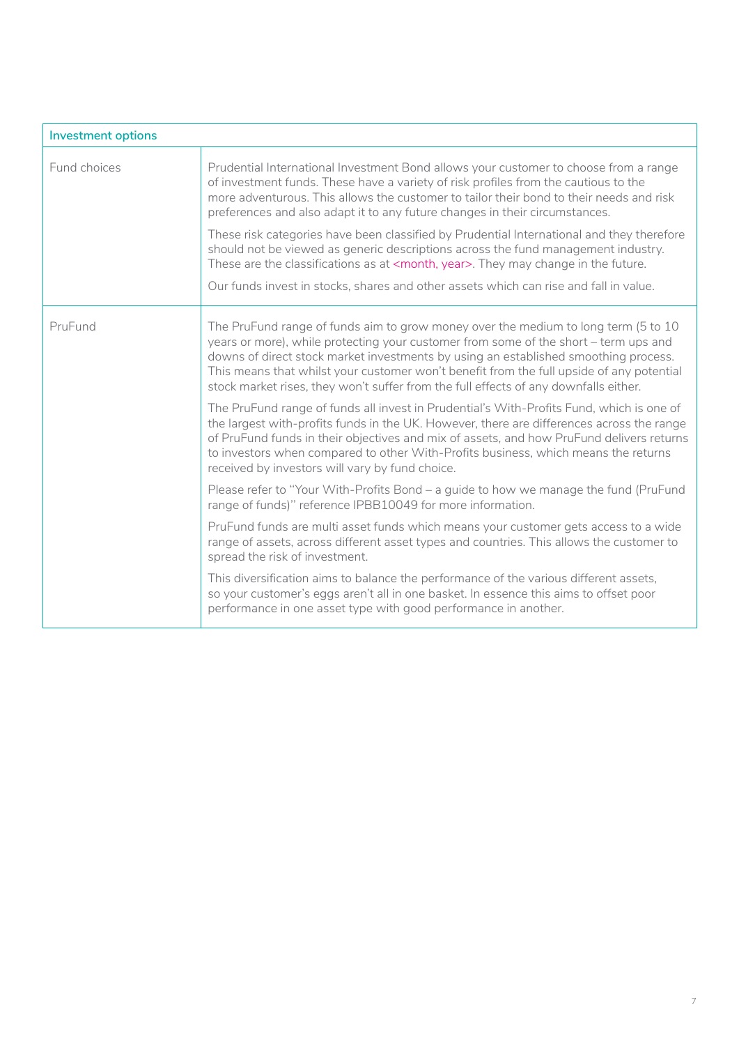| Investment options | |
|---|---|
| Fund choices | Prudential International Investment Bond allows your customer to choose from a range of investment funds. These have a variety of risk profiles from the cautious to the more adventurous. This allows the customer to tailor their bond to their needs and risk preferences and also adapt it to any future changes in their circumstances.<br><br>These risk categories have been classified by Prudential International and they therefore should not be viewed as generic descriptions across the fund management industry. These are the classifications as at <month, year>. They may change in the future.<br><br>Our funds invest in stocks, shares and other assets which can rise and fall in value. |
| PruFund | The PruFund range of funds aim to grow money over the medium to long term (5 to 10 years or more), while protecting your customer from some of the short – term ups and downs of direct stock market investments by using an established smoothing process. This means that whilst your customer won't benefit from the full upside of any potential stock market rises, they won't suffer from the full effects of any downfalls either.<br><br>The PruFund range of funds all invest in Prudential's With-Profits Fund, which is one of the largest with-profits funds in the UK. However, there are differences across the range of PruFund funds in their objectives and mix of assets, and how PruFund delivers returns to investors when compared to other With-Profits business, which means the returns received by investors will vary by fund choice.<br><br>Please refer to "Your With-Profits Bond – a guide to how we manage the fund (PruFund range of funds)" reference IPBB10049 for more information.<br><br>PruFund funds are multi asset funds which means your customer gets access to a wide range of assets, across different asset types and countries. This allows the customer to spread the risk of investment.<br><br>This diversification aims to balance the performance of the various different assets, so your customer's eggs aren't all in one basket. In essence this aims to offset poor performance in one asset type with good performance in another. |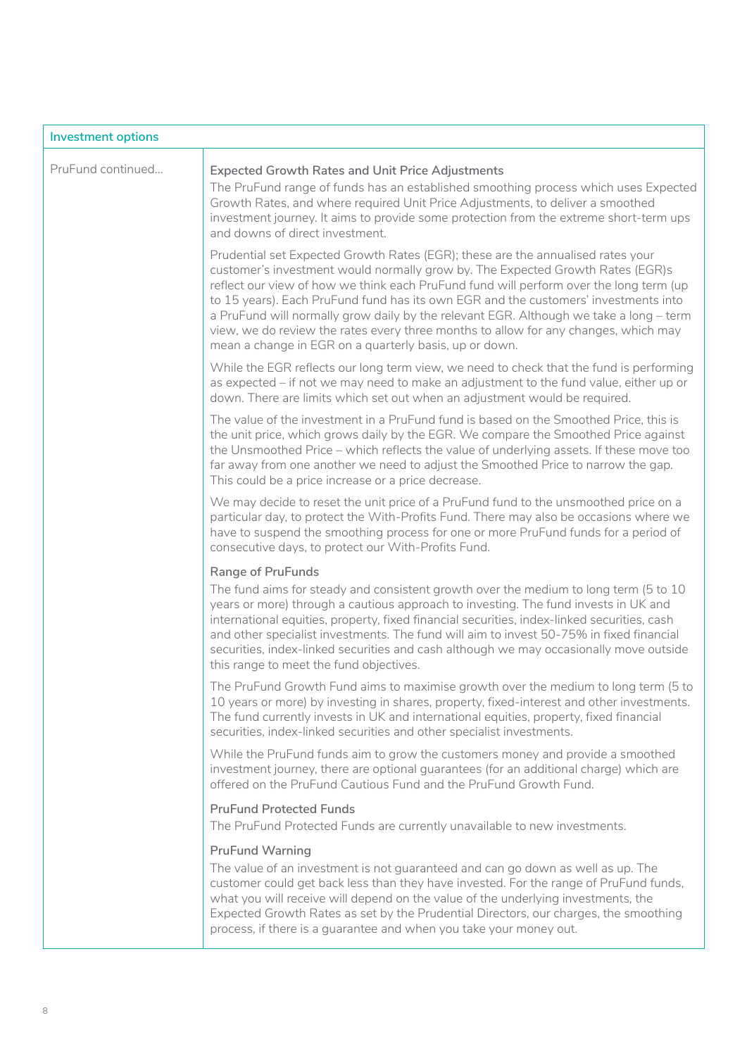| Investment options | |
|---|---|
| PruFund continued... | **Expected Growth Rates and Unit Price Adjustments**<br>The PruFund range of funds has an established smoothing process which uses Expected Growth Rates, and where required Unit Price Adjustments, to deliver a smoothed investment journey. It aims to provide some protection from the extreme short-term ups and downs of direct investment.<br><br>Prudential set Expected Growth Rates (EGR); these are the annualised rates your customer's investment would normally grow by. The Expected Growth Rates (EGR)s reflect our view of how we think each PruFund fund will perform over the long term (up to 15 years). Each PruFund fund has its own EGR and the customers' investments into a PruFund will normally grow daily by the relevant EGR. Although we take a long – term view, we do review the rates every three months to allow for any changes, which may mean a change in EGR on a quarterly basis, up or down.<br><br>While the EGR reflects our long term view, we need to check that the fund is performing as expected – if not we may need to make an adjustment to the fund value, either up or down. There are limits which set out when an adjustment would be required.<br><br>The value of the investment in a PruFund fund is based on the Smoothed Price, this is the unit price, which grows daily by the EGR. We compare the Smoothed Price against the Unsmoothed Price – which reflects the value of underlying assets. If these move too far away from one another we need to adjust the Smoothed Price to narrow the gap. This could be a price increase or a price decrease.<br><br>We may decide to reset the unit price of a PruFund fund to the unsmoothed price on a particular day, to protect the With-Profits Fund. There may also be occasions where we have to suspend the smoothing process for one or more PruFund funds for a period of consecutive days, to protect our With-Profits Fund.<br><br>**Range of PruFunds**<br>The fund aims for steady and consistent growth over the medium to long term (5 to 10 years or more) through a cautious approach to investing. The fund invests in UK and international equities, property, fixed financial securities, index-linked securities, cash and other specialist investments. The fund will aim to invest 50-75% in fixed financial securities, index-linked securities and cash although we may occasionally move outside this range to meet the fund objectives.<br><br>The PruFund Growth Fund aims to maximise growth over the medium to long term (5 to 10 years or more) by investing in shares, property, fixed-interest and other investments. The fund currently invests in UK and international equities, property, fixed financial securities, index-linked securities and other specialist investments.<br><br>While the PruFund funds aim to grow the customers money and provide a smoothed investment journey, there are optional guarantees (for an additional charge) which are offered on the PruFund Cautious Fund and the PruFund Growth Fund.<br><br>**PruFund Protected Funds**<br>The PruFund Protected Funds are currently unavailable to new investments.<br><br>**PruFund Warning**<br>The value of an investment is not guaranteed and can go down as well as up. The customer could get back less than they have invested. For the range of PruFund funds, what you will receive will depend on the value of the underlying investments, the Expected Growth Rates as set by the Prudential Directors, our charges, the smoothing process, if there is a guarantee and when you take your money out. |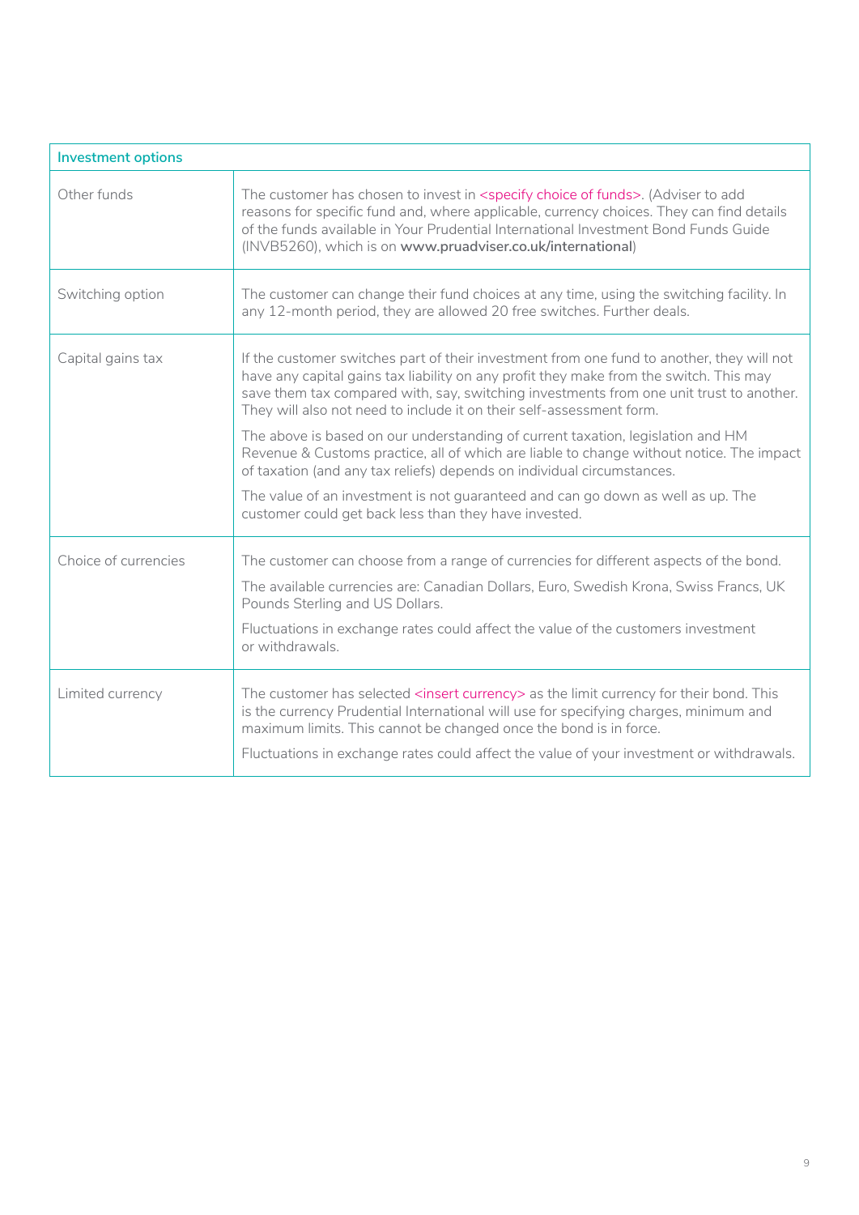| Investment options | |
|---|---|
| Other funds | The customer has chosen to invest in <specify choice of funds>. (Adviser to add reasons for specific fund and, where applicable, currency choices. They can find details of the funds available in Your Prudential International Investment Bond Funds Guide (INVB5260), which is on **www.pruadviser.co.uk/international**) |
| Switching option | The customer can change their fund choices at any time, using the switching facility. In any 12-month period, they are allowed 20 free switches. Further deals. |
| Capital gains tax | If the customer switches part of their investment from one fund to another, they will not have any capital gains tax liability on any profit they make from the switch. This may save them tax compared with, say, switching investments from one unit trust to another. They will also not need to include it on their self-assessment form.<br><br>The above is based on our understanding of current taxation, legislation and HM Revenue & Customs practice, all of which are liable to change without notice. The impact of taxation (and any tax reliefs) depends on individual circumstances.<br><br>The value of an investment is not guaranteed and can go down as well as up. The customer could get back less than they have invested. |
| Choice of currencies | The customer can choose from a range of currencies for different aspects of the bond.<br><br>The available currencies are: Canadian Dollars, Euro, Swedish Krona, Swiss Francs, UK Pounds Sterling and US Dollars.<br><br>Fluctuations in exchange rates could affect the value of the customers investment or withdrawals. |
| Limited currency | The customer has selected <insert currency> as the limit currency for their bond. This is the currency Prudential International will use for specifying charges, minimum and maximum limits. This cannot be changed once the bond is in force.<br><br>Fluctuations in exchange rates could affect the value of your investment or withdrawals. |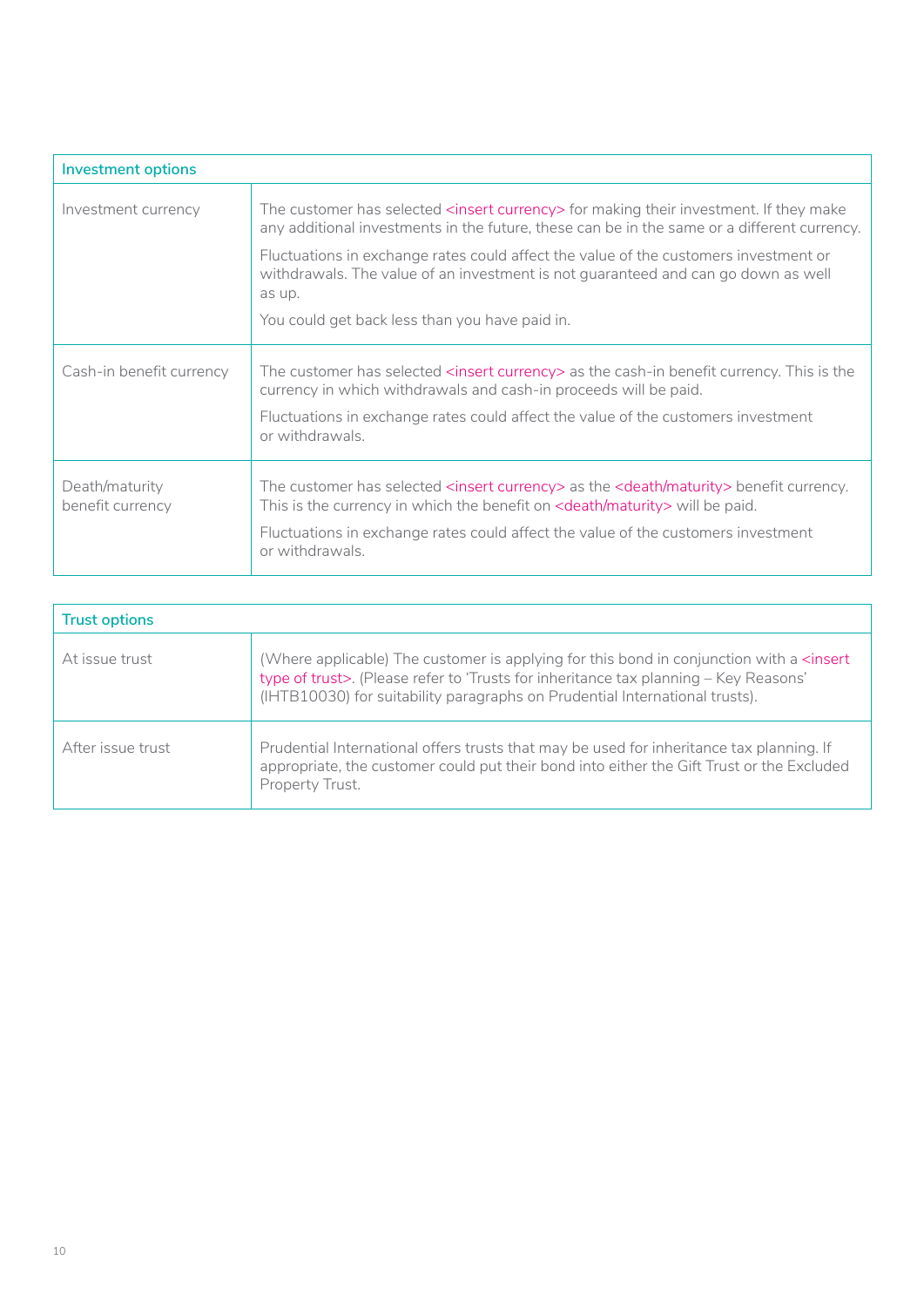| Investment options | |
|---|---|
| Investment currency | The customer has selected <insert currency> for making their investment. If they make any additional investments in the future, these can be in the same or a different currency.<br><br>Fluctuations in exchange rates could affect the value of the customers investment or withdrawals. The value of an investment is not guaranteed and can go down as well as up.<br><br>You could get back less than you have paid in. |
| Cash-in benefit currency | The customer has selected <insert currency> as the cash-in benefit currency. This is the currency in which withdrawals and cash-in proceeds will be paid.<br><br>Fluctuations in exchange rates could affect the value of the customers investment or withdrawals. |
| Death/maturity benefit currency | The customer has selected <insert currency> as the <death/maturity> benefit currency. This is the currency in which the benefit on <death/maturity> will be paid.<br><br>Fluctuations in exchange rates could affect the value of the customers investment or withdrawals. |

| Trust options | |
|---|---|
| At issue trust | (Where applicable) The customer is applying for this bond in conjunction with a <insert type of trust>. (Please refer to 'Trusts for inheritance tax planning – Key Reasons' (IHTB10030) for suitability paragraphs on Prudential International trusts). |
| After issue trust | Prudential International offers trusts that may be used for inheritance tax planning. If appropriate, the customer could put their bond into either the Gift Trust or the Excluded Property Trust. |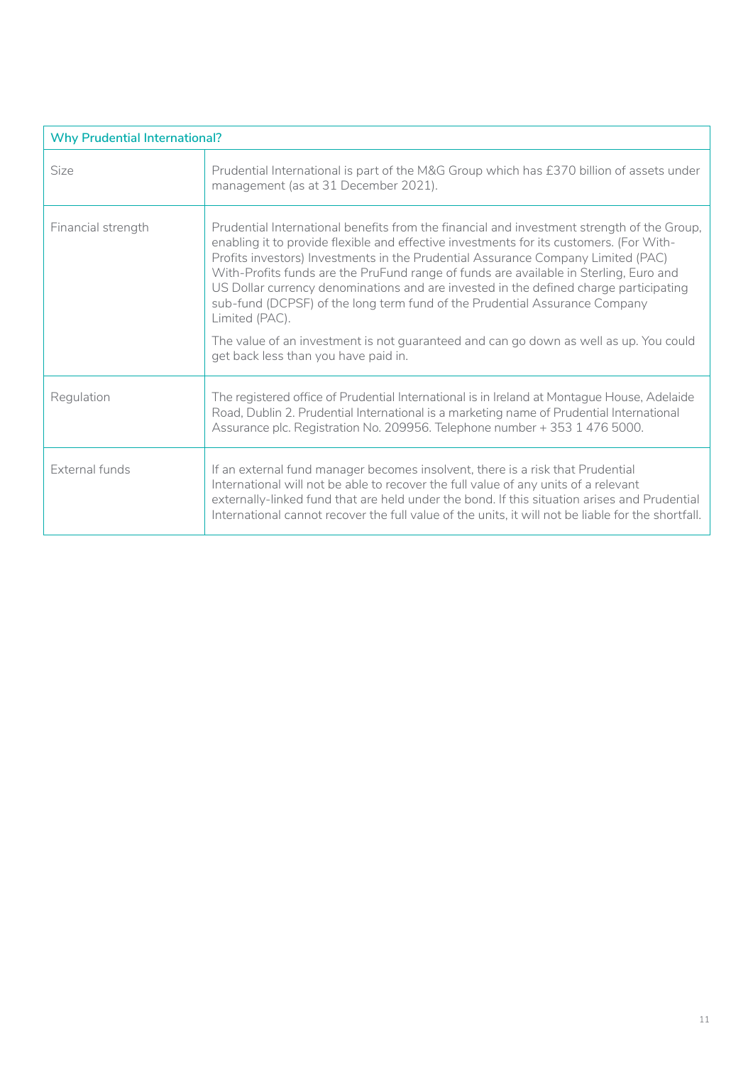| Why Prudential International? | |
|---|---|
| Size | Prudential International is part of the M&G Group which has £370 billion of assets under management (as at 31 December 2021). |
| Financial strength | Prudential International benefits from the financial and investment strength of the Group, enabling it to provide flexible and effective investments for its customers. (For With-Profits investors) Investments in the Prudential Assurance Company Limited (PAC) With-Profits funds are the PruFund range of funds are available in Sterling, Euro and US Dollar currency denominations and are invested in the defined charge participating sub-fund (DCPSF) of the long term fund of the Prudential Assurance Company Limited (PAC).<br><br>The value of an investment is not guaranteed and can go down as well as up. You could get back less than you have paid in. |
| Regulation | The registered office of Prudential International is in Ireland at Montague House, Adelaide Road, Dublin 2. Prudential International is a marketing name of Prudential International Assurance plc. Registration No. 209956. Telephone number + 353 1 476 5000. |
| External funds | If an external fund manager becomes insolvent, there is a risk that Prudential International will not be able to recover the full value of any units of a relevant externally-linked fund that are held under the bond. If this situation arises and Prudential International cannot recover the full value of the units, it will not be liable for the shortfall. |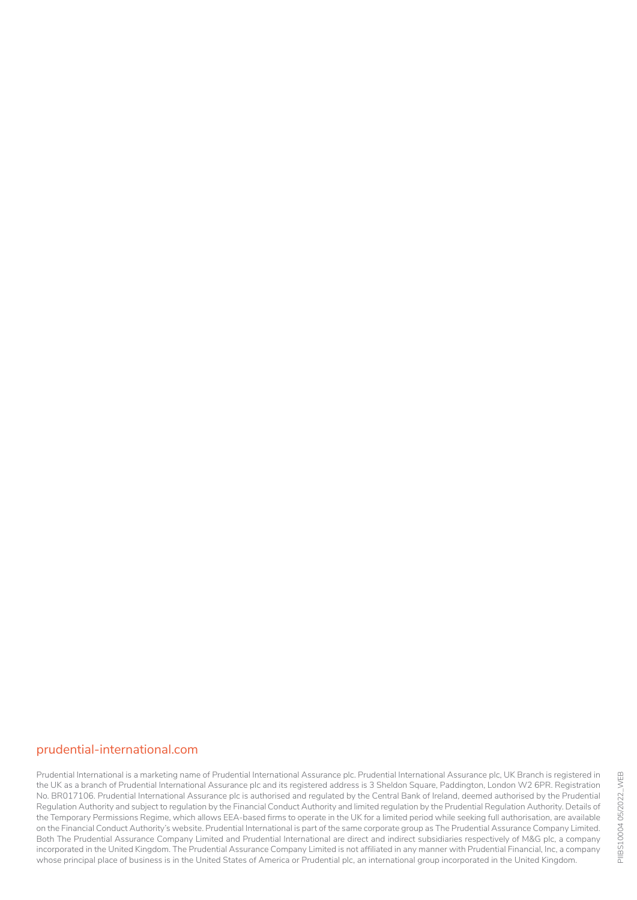prudential-international.com

Prudential International is a marketing name of Prudential International Assurance plc. Prudential International Assurance plc, UK Branch is registered in the UK as a branch of Prudential International Assurance plc and its registered address is 3 Sheldon Square, Paddington, London W2 6PR. Registration No. BR017106. Prudential International Assurance plc is authorised and regulated by the Central Bank of Ireland, deemed authorised by the Prudential Regulation Authority and subject to regulation by the Financial Conduct Authority and limited regulation by the Prudential Regulation Authority. Details of the Temporary Permissions Regime, which allows EEA-based firms to operate in the UK for a limited period while seeking full authorisation, are available on the Financial Conduct Authority's website. Prudential International is part of the same corporate group as The Prudential Assurance Company Limited. Both The Prudential Assurance Company Limited and Prudential International are direct and indirect subsidiaries respectively of M&G plc, a company incorporated in the United Kingdom. The Prudential Assurance Company Limited is not affiliated in any manner with Prudential Financial, Inc, a company whose principal place of business is in the United States of America or Prudential plc, an international group incorporated in the United Kingdom.

PIIBS10004 05/2022_WEB